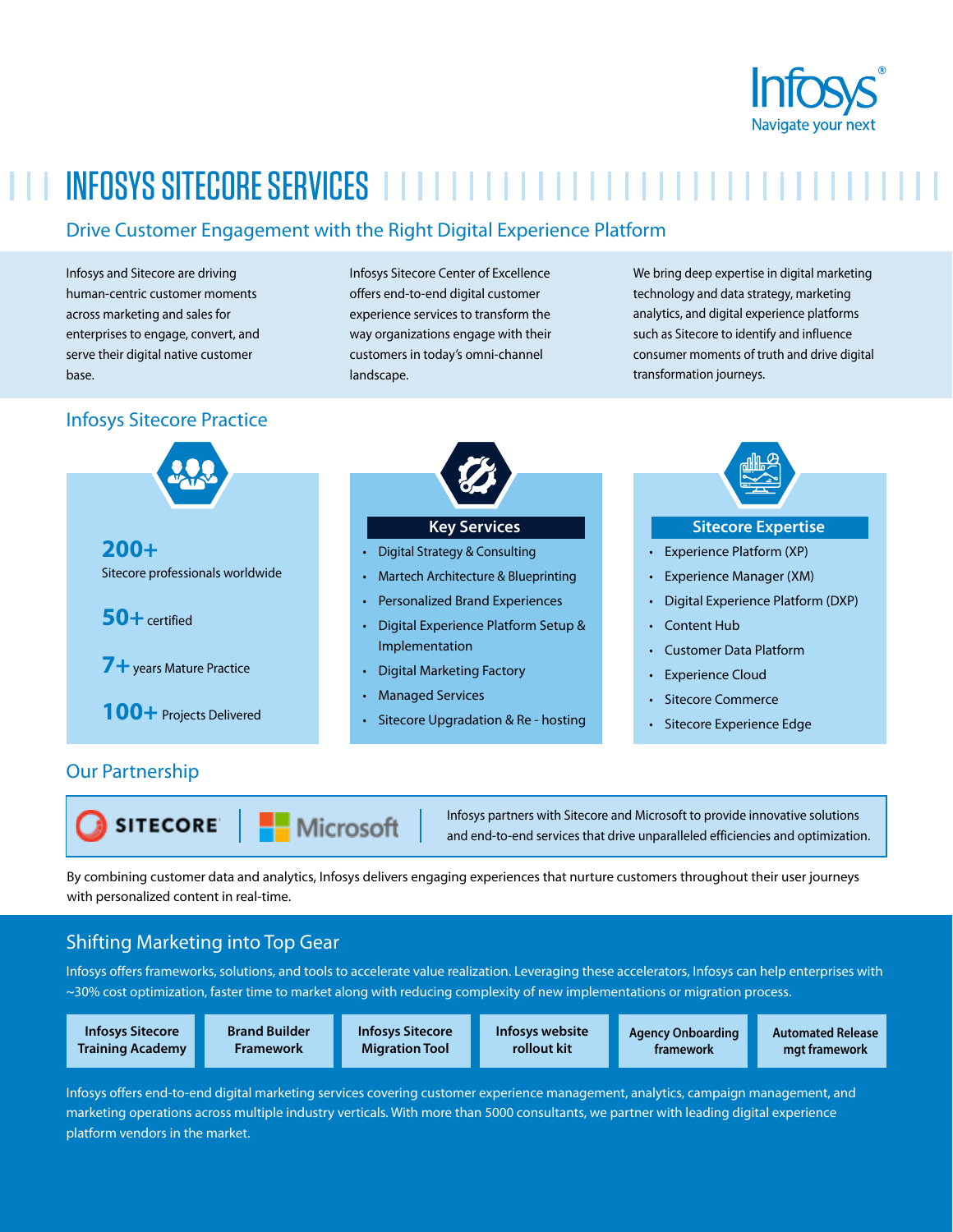Infosys
Navigate your next

# INFOSYS SITECORE SERVICES

## Drive Customer Engagement with the Right Digital Experience Platform

Infosys and Sitecore are driving human-centric customer moments across marketing and sales for enterprises to engage, convert, and serve their digital native customer base.

Infosys Sitecore Center of Excellence offers end-to-end digital customer experience services to transform the way organizations engage with their customers in today's omni-channel landscape.

We bring deep expertise in digital marketing technology and data strategy, marketing analytics, and digital experience platforms such as Sitecore to identify and influence consumer moments of truth and drive digital transformation journeys.

## Infosys Sitecore Practice

**200+**
Sitecore professionals worldwide

**50+** certified

**7+** years Mature Practice

**100+** Projects Delivered

### Key Services

- Digital Strategy & Consulting
- Martech Architecture & Blueprinting
- Personalized Brand Experiences
- Digital Experience Platform Setup & Implementation
- Digital Marketing Factory
- Managed Services
- Sitecore Upgradation & Re - hosting

### Sitecore Expertise

- Experience Platform (XP)
- Experience Manager (XM)
- Digital Experience Platform (DXP)
- Content Hub
- Customer Data Platform
- Experience Cloud
- Sitecore Commerce
- Sitecore Experience Edge

## Our Partnership

SITECORE | Microsoft

Infosys partners with Sitecore and Microsoft to provide innovative solutions and end-to-end services that drive unparalleled efficiencies and optimization.

By combining customer data and analytics, Infosys delivers engaging experiences that nurture customers throughout their user journeys with personalized content in real-time.

## Shifting Marketing into Top Gear

Infosys offers frameworks, solutions, and tools to accelerate value realization. Leveraging these accelerators, Infosys can help enterprises with ~30% cost optimization, faster time to market along with reducing complexity of new implementations or migration process.

- Infosys Sitecore Training Academy
- Brand Builder Framework
- Infosys Sitecore Migration Tool
- Infosys website rollout kit
- Agency Onboarding framework
- Automated Release mgt framework

Infosys offers end-to-end digital marketing services covering customer experience management, analytics, campaign management, and marketing operations across multiple industry verticals. With more than 5000 consultants, we partner with leading digital experience platform vendors in the market.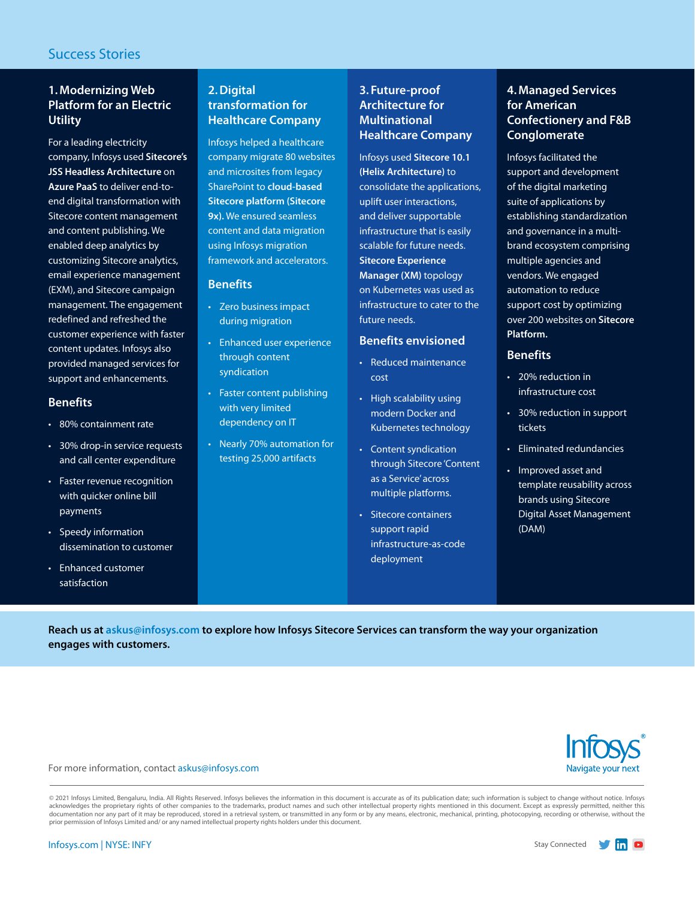## Success Stories

### 1. Modernizing Web Platform for an Electric Utility

For a leading electricity company, Infosys used **Sitecore's JSS Headless Architecture** on **Azure PaaS** to deliver end-to-end digital transformation with Sitecore content management and content publishing. We enabled deep analytics by customizing Sitecore analytics, email experience management (EXM), and Sitecore campaign management. The engagement redefined and refreshed the customer experience with faster content updates. Infosys also provided managed services for support and enhancements.

#### Benefits

- 80% containment rate
- 30% drop-in service requests and call center expenditure
- Faster revenue recognition with quicker online bill payments
- Speedy information dissemination to customer
- Enhanced customer satisfaction

### 2. Digital transformation for Healthcare Company

Infosys helped a healthcare company migrate 80 websites and microsites from legacy SharePoint to **cloud-based Sitecore platform (Sitecore 9x).** We ensured seamless content and data migration using Infosys migration framework and accelerators.

#### Benefits

- Zero business impact during migration
- Enhanced user experience through content syndication
- Faster content publishing with very limited dependency on IT
- Nearly 70% automation for testing 25,000 artifacts

### 3. Future-proof Architecture for Multinational Healthcare Company

Infosys used **Sitecore 10.1 (Helix Architecture)** to consolidate the applications, uplift user interactions, and deliver supportable infrastructure that is easily scalable for future needs. **Sitecore Experience Manager (XM)** topology on Kubernetes was used as infrastructure to cater to the future needs.

#### Benefits envisioned

- Reduced maintenance cost
- High scalability using modern Docker and Kubernetes technology
- Content syndication through Sitecore 'Content as a Service' across multiple platforms.
- Sitecore containers support rapid infrastructure-as-code deployment

### 4. Managed Services for American Confectionery and F&B Conglomerate

Infosys facilitated the support and development of the digital marketing suite of applications by establishing standardization and governance in a multi-brand ecosystem comprising multiple agencies and vendors. We engaged automation to reduce support cost by optimizing over 200 websites on **Sitecore Platform.**

#### Benefits

- 20% reduction in infrastructure cost
- 30% reduction in support tickets
- Eliminated redundancies
- Improved asset and template reusability across brands using Sitecore Digital Asset Management (DAM)

**Reach us at askus@infosys.com to explore how Infosys Sitecore Services can transform the way your organization engages with customers.**

For more information, contact askus@infosys.com

Infosys® Navigate your next

© 2021 Infosys Limited, Bengaluru, India. All Rights Reserved. Infosys believes the information in this document is accurate as of its publication date; such information is subject to change without notice. Infosys acknowledges the proprietary rights of other companies to the trademarks, product names and such other intellectual property rights mentioned in this document. Except as expressly permitted, neither this documentation nor any part of it may be reproduced, stored in a retrieval system, or transmitted in any form or by any means, electronic, mechanical, printing, photocopying, recording or otherwise, without the prior permission of Infosys Limited and/ or any named intellectual property rights holders under this document.

Infosys.com | NYSE: INFY

Stay Connected